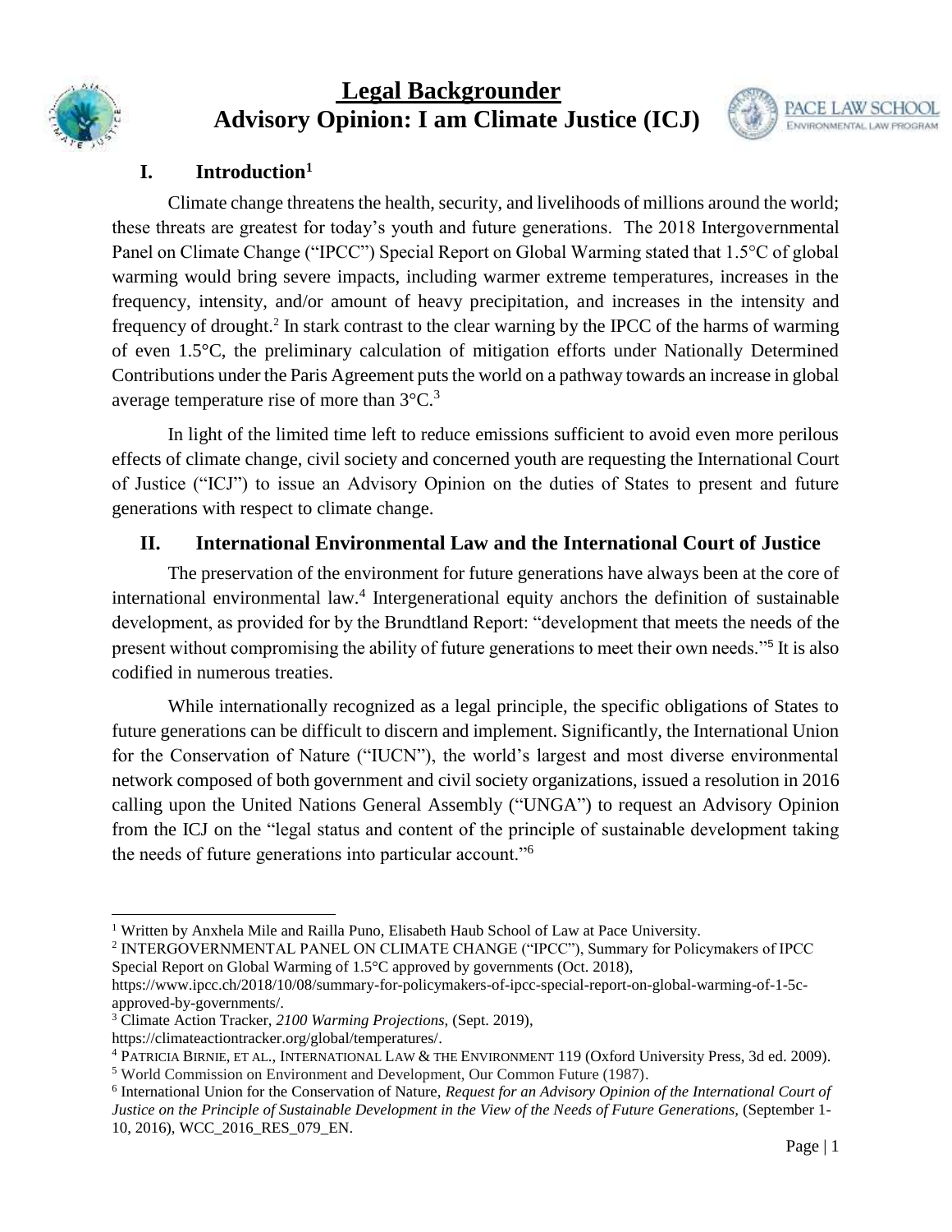# Legal Backgrounder
# Advisory Opinion: I am Climate Justice (ICJ)

## I. Introduction[1]

Climate change threatens the health, security, and livelihoods of millions around the world; these threats are greatest for today's youth and future generations. The 2018 Intergovernmental Panel on Climate Change ("IPCC") Special Report on Global Warming stated that 1.5°C of global warming would bring severe impacts, including warmer extreme temperatures, increases in the frequency, intensity, and/or amount of heavy precipitation, and increases in the intensity and frequency of drought.[2] In stark contrast to the clear warning by the IPCC of the harms of warming of even 1.5°C, the preliminary calculation of mitigation efforts under Nationally Determined Contributions under the Paris Agreement puts the world on a pathway towards an increase in global average temperature rise of more than 3°C.[3]

In light of the limited time left to reduce emissions sufficient to avoid even more perilous effects of climate change, civil society and concerned youth are requesting the International Court of Justice ("ICJ") to issue an Advisory Opinion on the duties of States to present and future generations with respect to climate change.

## II. International Environmental Law and the International Court of Justice

The preservation of the environment for future generations have always been at the core of international environmental law.[4] Intergenerational equity anchors the definition of sustainable development, as provided for by the Brundtland Report: "development that meets the needs of the present without compromising the ability of future generations to meet their own needs."[5] It is also codified in numerous treaties.

While internationally recognized as a legal principle, the specific obligations of States to future generations can be difficult to discern and implement. Significantly, the International Union for the Conservation of Nature ("IUCN"), the world's largest and most diverse environmental network composed of both government and civil society organizations, issued a resolution in 2016 calling upon the United Nations General Assembly ("UNGA") to request an Advisory Opinion from the ICJ on the "legal status and content of the principle of sustainable development taking the needs of future generations into particular account."[6]

---

[1] Written by Anxhela Mile and Railla Puno, Elisabeth Haub School of Law at Pace University.

[2] INTERGOVERNMENTAL PANEL ON CLIMATE CHANGE ("IPCC"), Summary for Policymakers of IPCC Special Report on Global Warming of 1.5°C approved by governments (Oct. 2018), https://www.ipcc.ch/2018/10/08/summary-for-policymakers-of-ipcc-special-report-on-global-warming-of-1-5c-approved-by-governments/.

[3] Climate Action Tracker, *2100 Warming Projections*, (Sept. 2019), https://climateactiontracker.org/global/temperatures/.

[4] PATRICIA BIRNIE, ET AL., INTERNATIONAL LAW & THE ENVIRONMENT 119 (Oxford University Press, 3d ed. 2009).

[5] World Commission on Environment and Development, Our Common Future (1987).

[6] International Union for the Conservation of Nature, *Request for an Advisory Opinion of the International Court of Justice on the Principle of Sustainable Development in the View of the Needs of Future Generations*, (September 1-10, 2016), WCC_2016_RES_079_EN.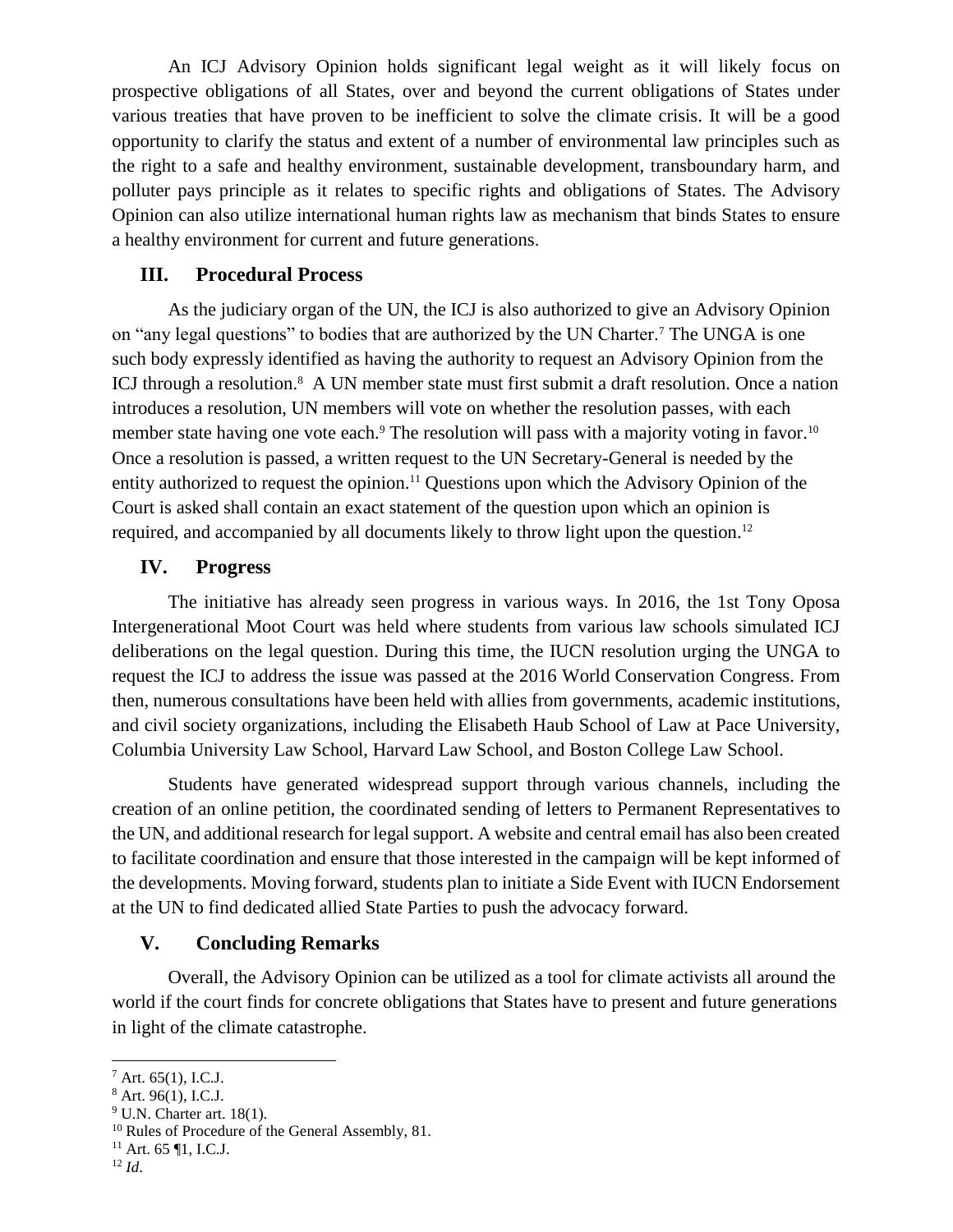An ICJ Advisory Opinion holds significant legal weight as it will likely focus on prospective obligations of all States, over and beyond the current obligations of States under various treaties that have proven to be inefficient to solve the climate crisis. It will be a good opportunity to clarify the status and extent of a number of environmental law principles such as the right to a safe and healthy environment, sustainable development, transboundary harm, and polluter pays principle as it relates to specific rights and obligations of States. The Advisory Opinion can also utilize international human rights law as mechanism that binds States to ensure a healthy environment for current and future generations.

## III. Procedural Process

As the judiciary organ of the UN, the ICJ is also authorized to give an Advisory Opinion on "any legal questions" to bodies that are authorized by the UN Charter.[7] The UNGA is one such body expressly identified as having the authority to request an Advisory Opinion from the ICJ through a resolution.[8] A UN member state must first submit a draft resolution. Once a nation introduces a resolution, UN members will vote on whether the resolution passes, with each member state having one vote each.[9] The resolution will pass with a majority voting in favor.[10] Once a resolution is passed, a written request to the UN Secretary-General is needed by the entity authorized to request the opinion.[11] Questions upon which the Advisory Opinion of the Court is asked shall contain an exact statement of the question upon which an opinion is required, and accompanied by all documents likely to throw light upon the question.[12]

## IV. Progress

The initiative has already seen progress in various ways. In 2016, the 1st Tony Oposa Intergenerational Moot Court was held where students from various law schools simulated ICJ deliberations on the legal question. During this time, the IUCN resolution urging the UNGA to request the ICJ to address the issue was passed at the 2016 World Conservation Congress. From then, numerous consultations have been held with allies from governments, academic institutions, and civil society organizations, including the Elisabeth Haub School of Law at Pace University, Columbia University Law School, Harvard Law School, and Boston College Law School.

Students have generated widespread support through various channels, including the creation of an online petition, the coordinated sending of letters to Permanent Representatives to the UN, and additional research for legal support. A website and central email has also been created to facilitate coordination and ensure that those interested in the campaign will be kept informed of the developments. Moving forward, students plan to initiate a Side Event with IUCN Endorsement at the UN to find dedicated allied State Parties to push the advocacy forward.

## V. Concluding Remarks

Overall, the Advisory Opinion can be utilized as a tool for climate activists all around the world if the court finds for concrete obligations that States have to present and future generations in light of the climate catastrophe.

---

[7] Art. 65(1), I.C.J.

[8] Art. 96(1), I.C.J.

[9] U.N. Charter art. 18(1).

[10] Rules of Procedure of the General Assembly, 81.

[11] Art. 65 ¶1, I.C.J.

[12] *Id*.